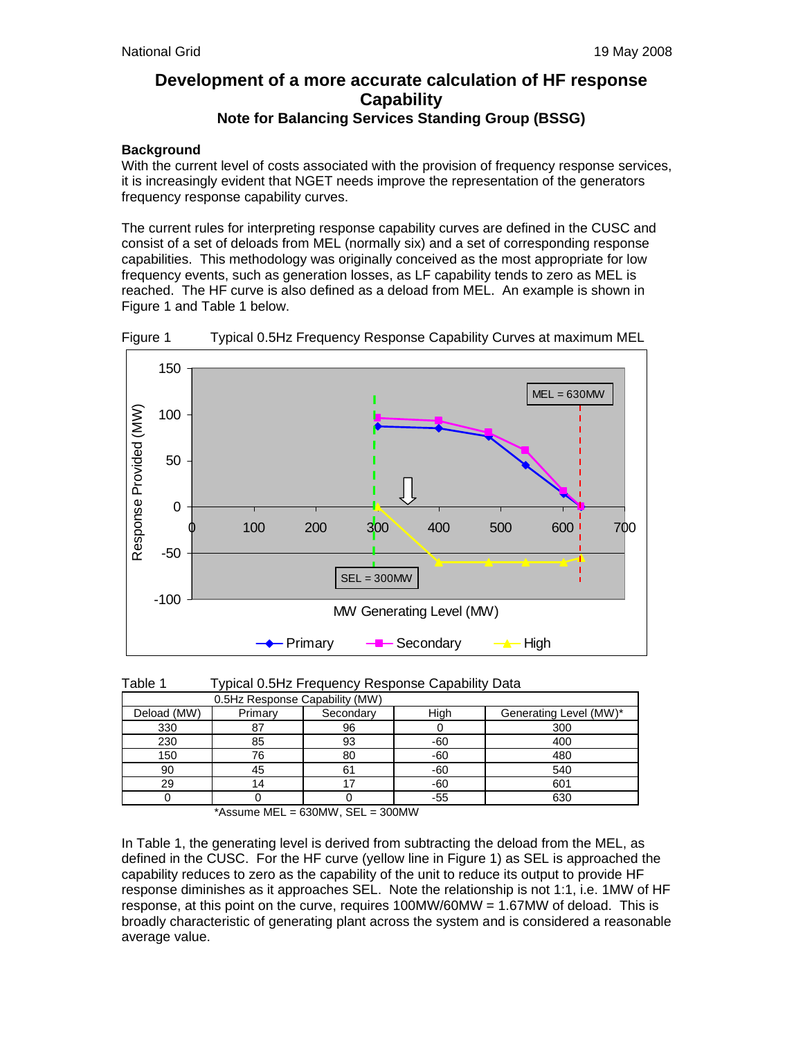National Grid 19 May 2008

# Development of a more accurate calculation of HF response Capability

## Note for Balancing Services Standing Group (BSSG)

**Background**

With the current level of costs associated with the provision of frequency response services, it is increasingly evident that NGET needs improve the representation of the generators frequency response capability curves.

The current rules for interpreting response capability curves are defined in the CUSC and consist of a set of deloads from MEL (normally six) and a set of corresponding response capabilities. This methodology was originally conceived as the most appropriate for low frequency events, such as generation losses, as LF capability tends to zero as MEL is reached. The HF curve is also defined as a deload from MEL. An example is shown in Figure 1 and Table 1 below.

Figure 1 Typical 0.5Hz Frequency Response Capability Curves at maximum MEL

Table 1 Typical 0.5Hz Frequency Response Capability Data

| 0.5Hz Response Capability (MW) | | | | |
|---|---|---|---|---|
| Deload (MW) | Primary | Secondary | High | Generating Level (MW)* |
| 330 | 87 | 96 | 0 | 300 |
| 230 | 85 | 93 | -60 | 400 |
| 150 | 76 | 80 | -60 | 480 |
| 90 | 45 | 61 | -60 | 540 |
| 29 | 14 | 17 | -60 | 601 |
| 0 | 0 | 0 | -55 | 630 |

*Assume MEL = 630MW, SEL = 300MW

In Table 1, the generating level is derived from subtracting the deload from the MEL, as defined in the CUSC. For the HF curve (yellow line in Figure 1) as SEL is approached the capability reduces to zero as the capability of the unit to reduce its output to provide HF response diminishes as it approaches SEL. Note the relationship is not 1:1, i.e. 1MW of HF response, at this point on the curve, requires 100MW/60MW = 1.67MW of deload. This is broadly characteristic of generating plant across the system and is considered a reasonable average value.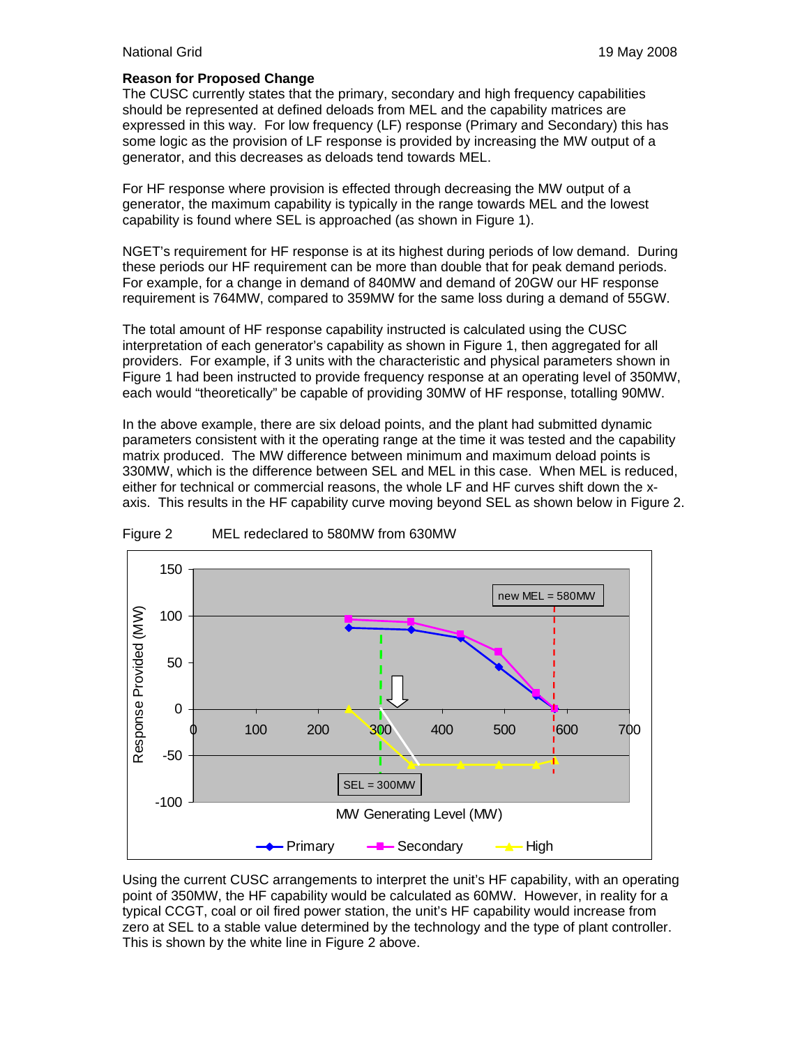**Reason for Proposed Change**

The CUSC currently states that the primary, secondary and high frequency capabilities should be represented at defined deloads from MEL and the capability matrices are expressed in this way. For low frequency (LF) response (Primary and Secondary) this has some logic as the provision of LF response is provided by increasing the MW output of a generator, and this decreases as deloads tend towards MEL.

For HF response where provision is effected through decreasing the MW output of a generator, the maximum capability is typically in the range towards MEL and the lowest capability is found where SEL is approached (as shown in Figure 1).

NGET's requirement for HF response is at its highest during periods of low demand. During these periods our HF requirement can be more than double that for peak demand periods. For example, for a change in demand of 840MW and demand of 20GW our HF response requirement is 764MW, compared to 359MW for the same loss during a demand of 55GW.

The total amount of HF response capability instructed is calculated using the CUSC interpretation of each generator's capability as shown in Figure 1, then aggregated for all providers. For example, if 3 units with the characteristic and physical parameters shown in Figure 1 had been instructed to provide frequency response at an operating level of 350MW, each would "theoretically" be capable of providing 30MW of HF response, totalling 90MW.

In the above example, there are six deload points, and the plant had submitted dynamic parameters consistent with it the operating range at the time it was tested and the capability matrix produced. The MW difference between minimum and maximum deload points is 330MW, which is the difference between SEL and MEL in this case. When MEL is reduced, either for technical or commercial reasons, the whole LF and HF curves shift down the x-axis. This results in the HF capability curve moving beyond SEL as shown below in Figure 2.

Figure 2 MEL redeclared to 580MW from 630MW

Using the current CUSC arrangements to interpret the unit's HF capability, with an operating point of 350MW, the HF capability would be calculated as 60MW. However, in reality for a typical CCGT, coal or oil fired power station, the unit's HF capability would increase from zero at SEL to a stable value determined by the technology and the type of plant controller. This is shown by the white line in Figure 2 above.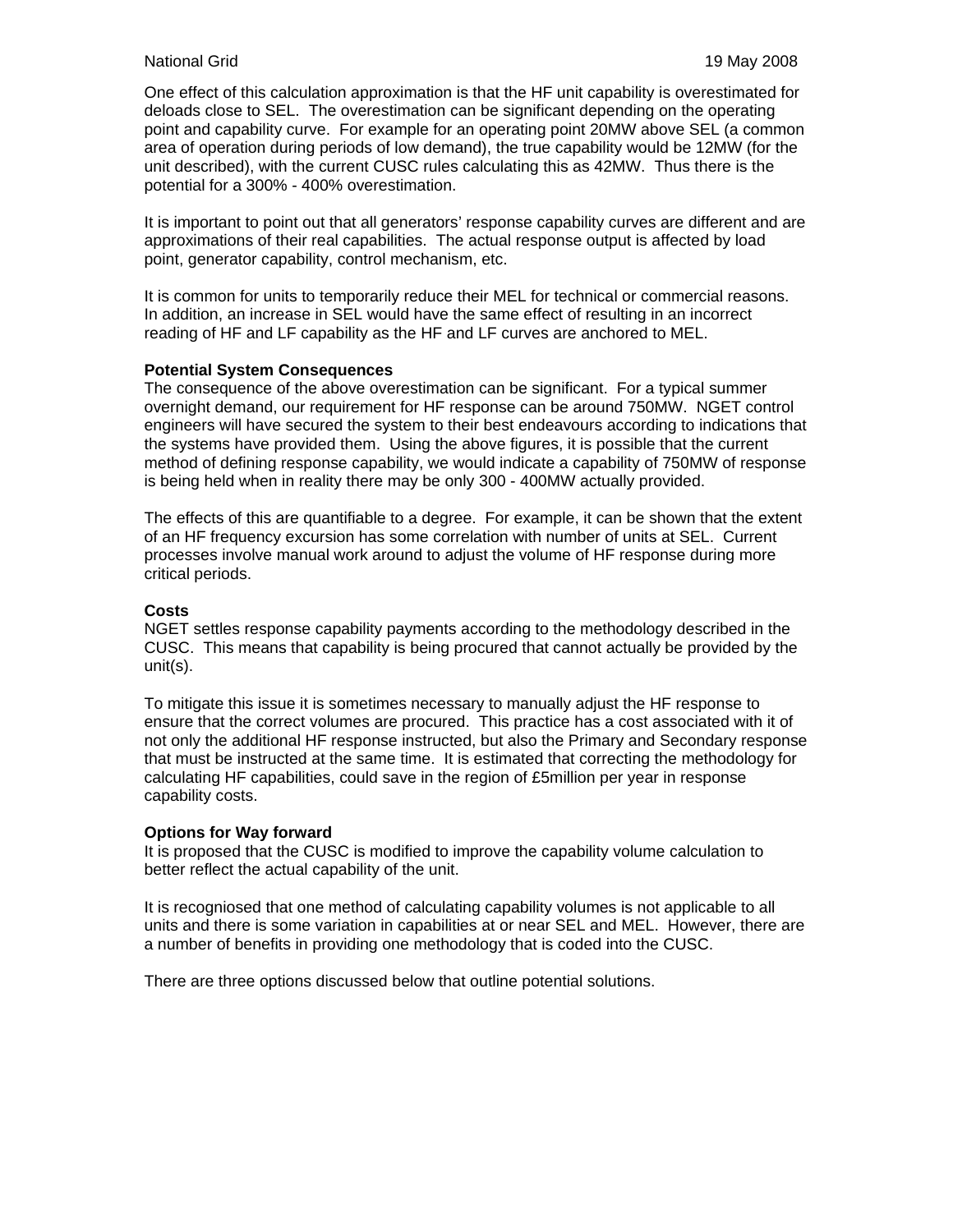One effect of this calculation approximation is that the HF unit capability is overestimated for deloads close to SEL. The overestimation can be significant depending on the operating point and capability curve. For example for an operating point 20MW above SEL (a common area of operation during periods of low demand), the true capability would be 12MW (for the unit described), with the current CUSC rules calculating this as 42MW. Thus there is the potential for a 300% - 400% overestimation.

It is important to point out that all generators' response capability curves are different and are approximations of their real capabilities. The actual response output is affected by load point, generator capability, control mechanism, etc.

It is common for units to temporarily reduce their MEL for technical or commercial reasons. In addition, an increase in SEL would have the same effect of resulting in an incorrect reading of HF and LF capability as the HF and LF curves are anchored to MEL.

**Potential System Consequences**

The consequence of the above overestimation can be significant. For a typical summer overnight demand, our requirement for HF response can be around 750MW. NGET control engineers will have secured the system to their best endeavours according to indications that the systems have provided them. Using the above figures, it is possible that the current method of defining response capability, we would indicate a capability of 750MW of response is being held when in reality there may be only 300 - 400MW actually provided.

The effects of this are quantifiable to a degree. For example, it can be shown that the extent of an HF frequency excursion has some correlation with number of units at SEL. Current processes involve manual work around to adjust the volume of HF response during more critical periods.

**Costs**

NGET settles response capability payments according to the methodology described in the CUSC. This means that capability is being procured that cannot actually be provided by the unit(s).

To mitigate this issue it is sometimes necessary to manually adjust the HF response to ensure that the correct volumes are procured. This practice has a cost associated with it of not only the additional HF response instructed, but also the Primary and Secondary response that must be instructed at the same time. It is estimated that correcting the methodology for calculating HF capabilities, could save in the region of £5million per year in response capability costs.

**Options for Way forward**

It is proposed that the CUSC is modified to improve the capability volume calculation to better reflect the actual capability of the unit.

It is recogniosed that one method of calculating capability volumes is not applicable to all units and there is some variation in capabilities at or near SEL and MEL. However, there are a number of benefits in providing one methodology that is coded into the CUSC.

There are three options discussed below that outline potential solutions.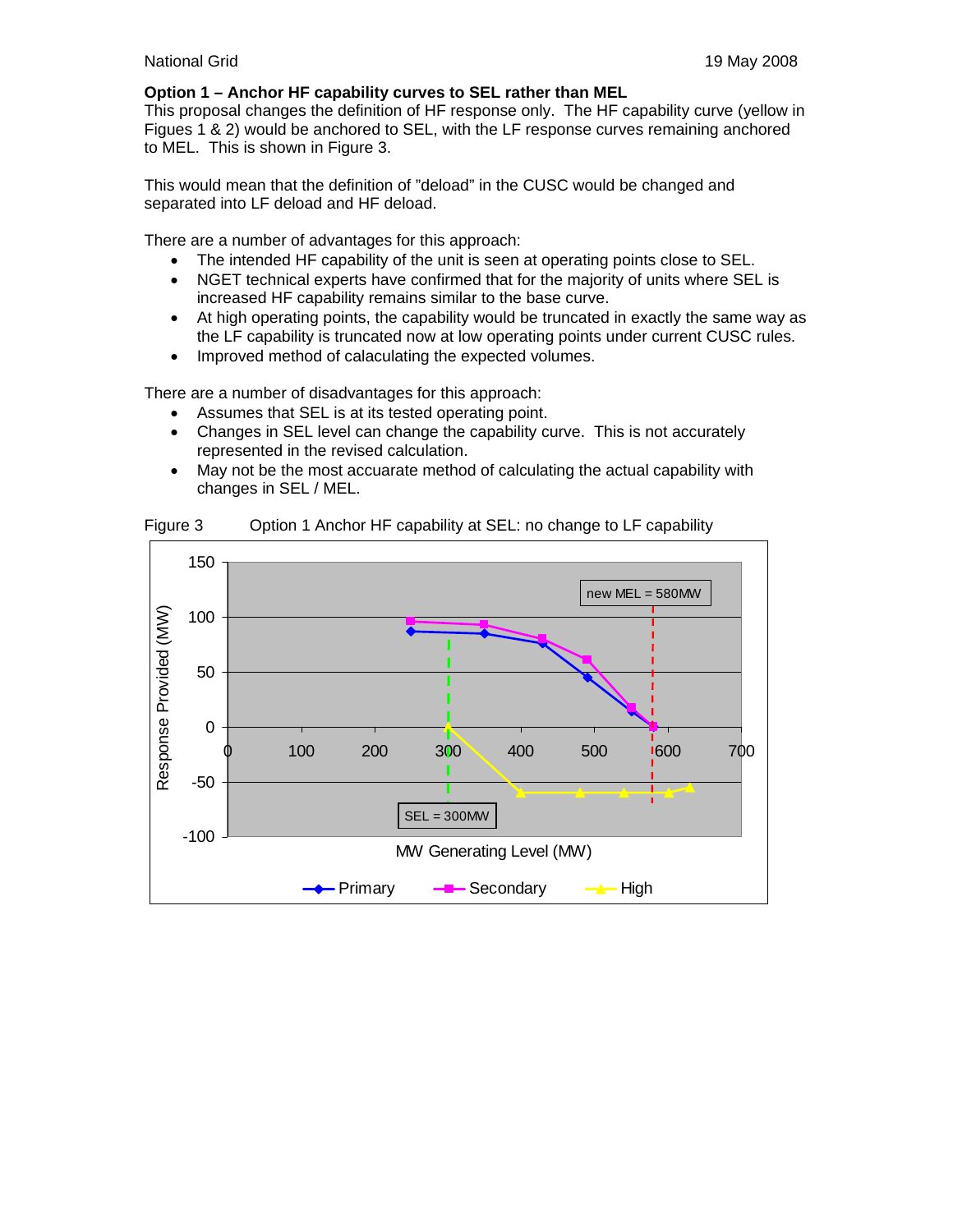**Option 1 – Anchor HF capability curves to SEL rather than MEL**
This proposal changes the definition of HF response only. The HF capability curve (yellow in Figues 1 & 2) would be anchored to SEL, with the LF response curves remaining anchored to MEL. This is shown in Figure 3.

This would mean that the definition of "deload" in the CUSC would be changed and separated into LF deload and HF deload.

There are a number of advantages for this approach:

- The intended HF capability of the unit is seen at operating points close to SEL.
- NGET technical experts have confirmed that for the majority of units where SEL is increased HF capability remains similar to the base curve.
- At high operating points, the capability would be truncated in exactly the same way as the LF capability is truncated now at low operating points under current CUSC rules.
- Improved method of calaculating the expected volumes.

There are a number of disadvantages for this approach:

- Assumes that SEL is at its tested operating point.
- Changes in SEL level can change the capability curve. This is not accurately represented in the revised calculation.
- May not be the most accuarate method of calculating the actual capability with changes in SEL / MEL.

Figure 3 Option 1 Anchor HF capability at SEL: no change to LF capability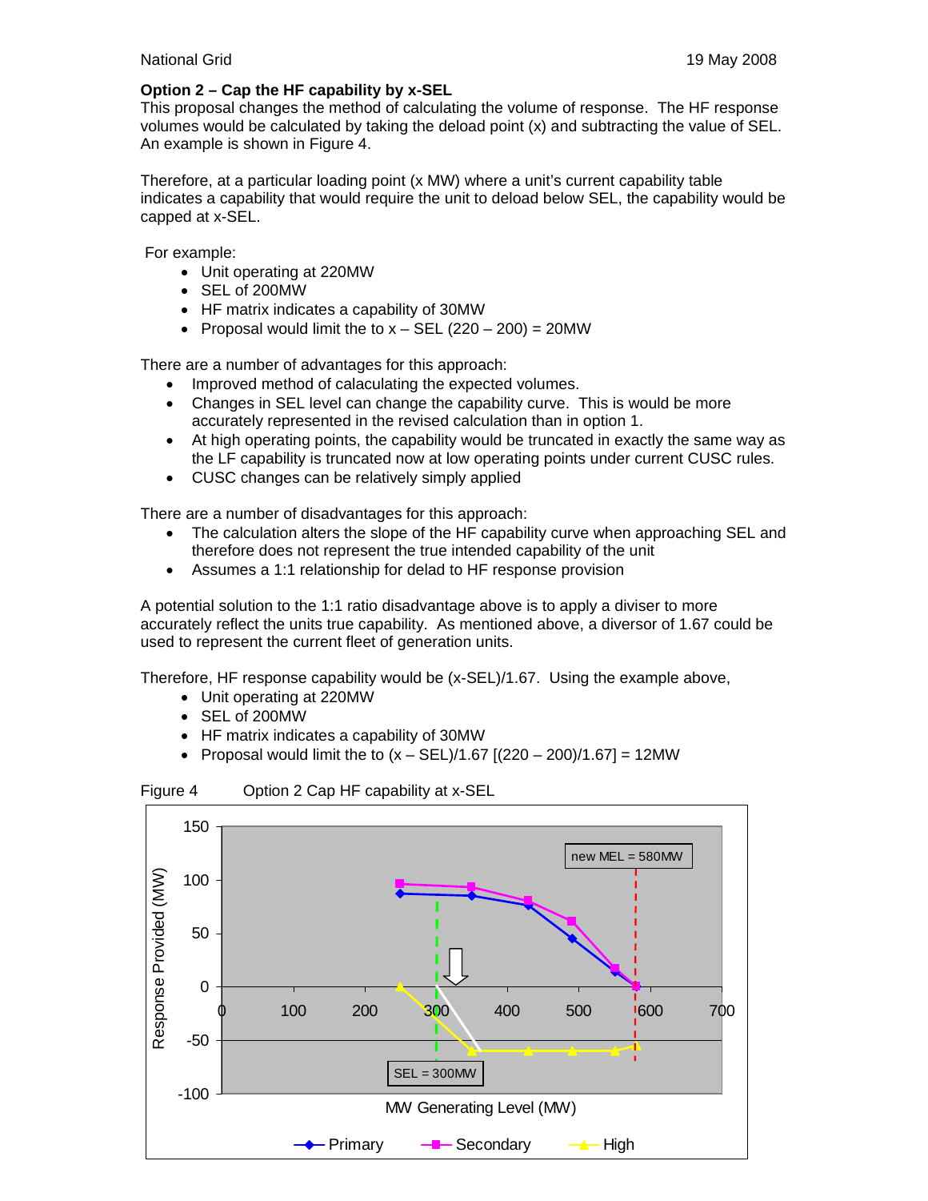**Option 2 – Cap the HF capability by x-SEL**

This proposal changes the method of calculating the volume of response. The HF response volumes would be calculated by taking the deload point (x) and subtracting the value of SEL. An example is shown in Figure 4.

Therefore, at a particular loading point (x MW) where a unit's current capability table indicates a capability that would require the unit to deload below SEL, the capability would be capped at x-SEL.

For example:

- Unit operating at 220MW
- SEL of 200MW
- HF matrix indicates a capability of 30MW
- Proposal would limit the to x – SEL (220 – 200) = 20MW

There are a number of advantages for this approach:

- Improved method of calaculating the expected volumes.
- Changes in SEL level can change the capability curve. This is would be more accurately represented in the revised calculation than in option 1.
- At high operating points, the capability would be truncated in exactly the same way as the LF capability is truncated now at low operating points under current CUSC rules.
- CUSC changes can be relatively simply applied

There are a number of disadvantages for this approach:

- The calculation alters the slope of the HF capability curve when approaching SEL and therefore does not represent the true intended capability of the unit
- Assumes a 1:1 relationship for delad to HF response provision

A potential solution to the 1:1 ratio disadvantage above is to apply a diviser to more accurately reflect the units true capability. As mentioned above, a diversor of 1.67 could be used to represent the current fleet of generation units.

Therefore, HF response capability would be (x-SEL)/1.67. Using the example above,

- Unit operating at 220MW
- SEL of 200MW
- HF matrix indicates a capability of 30MW
- Proposal would limit the to (x – SEL)/1.67 [(220 – 200)/1.67] = 12MW

Figure 4 Option 2 Cap HF capability at x-SEL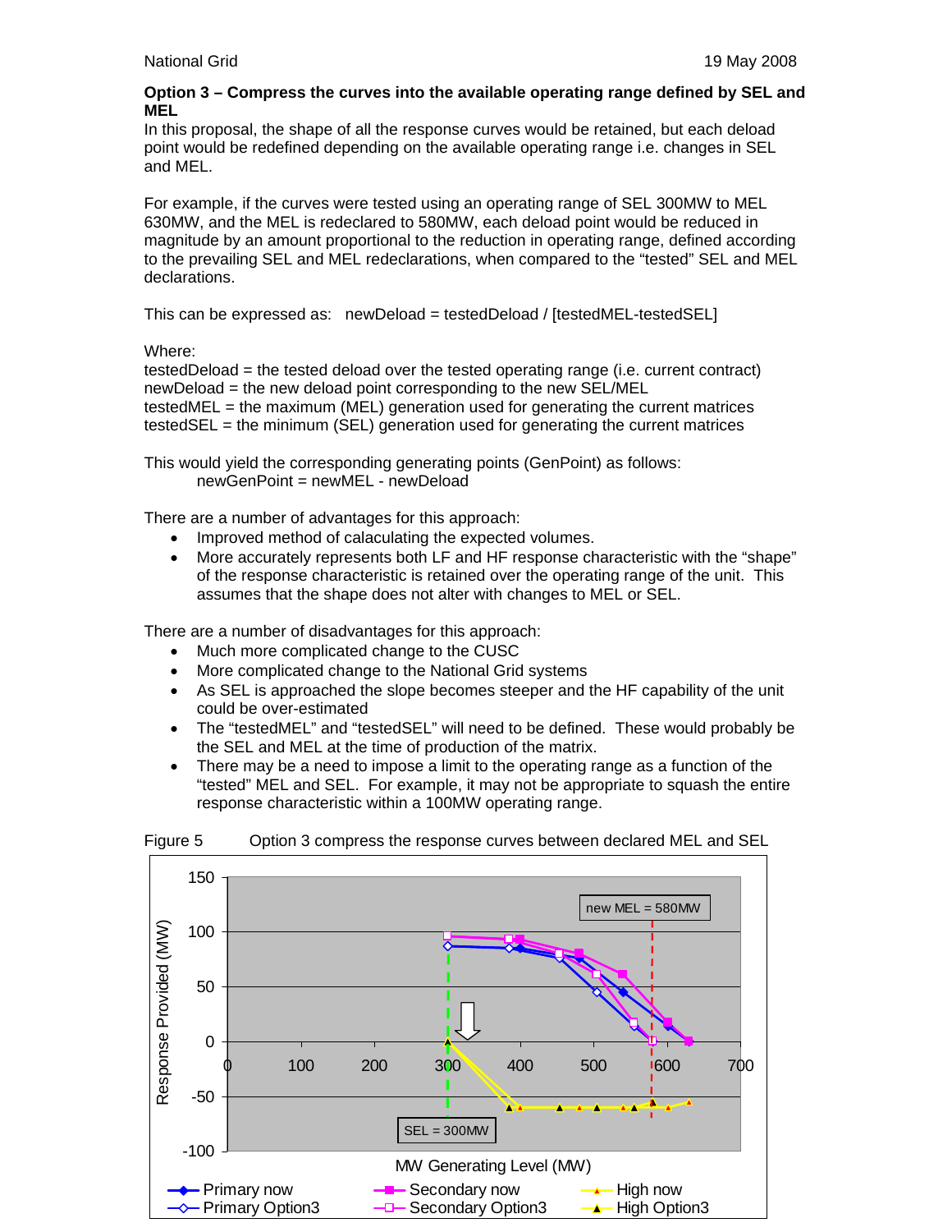**Option 3 – Compress the curves into the available operating range defined by SEL and MEL**

In this proposal, the shape of all the response curves would be retained, but each deload point would be redefined depending on the available operating range i.e. changes in SEL and MEL.

For example, if the curves were tested using an operating range of SEL 300MW to MEL 630MW, and the MEL is redeclared to 580MW, each deload point would be reduced in magnitude by an amount proportional to the reduction in operating range, defined according to the prevailing SEL and MEL redeclarations, when compared to the "tested" SEL and MEL declarations.

This can be expressed as: newDeload = testedDeload / [testedMEL-testedSEL]

Where:
testedDeload = the tested deload over the tested operating range (i.e. current contract)
newDeload = the new deload point corresponding to the new SEL/MEL
testedMEL = the maximum (MEL) generation used for generating the current matrices
testedSEL = the minimum (SEL) generation used for generating the current matrices

This would yield the corresponding generating points (GenPoint) as follows:
newGenPoint = newMEL - newDeload

There are a number of advantages for this approach:

- Improved method of calaculating the expected volumes.
- More accurately represents both LF and HF response characteristic with the "shape" of the response characteristic is retained over the operating range of the unit. This assumes that the shape does not alter with changes to MEL or SEL.

There are a number of disadvantages for this approach:

- Much more complicated change to the CUSC
- More complicated change to the National Grid systems
- As SEL is approached the slope becomes steeper and the HF capability of the unit could be over-estimated
- The "testedMEL" and "testedSEL" will need to be defined. These would probably be the SEL and MEL at the time of production of the matrix.
- There may be a need to impose a limit to the operating range as a function of the "tested" MEL and SEL. For example, it may not be appropriate to squash the entire response characteristic within a 100MW operating range.

Figure 5 Option 3 compress the response curves between declared MEL and SEL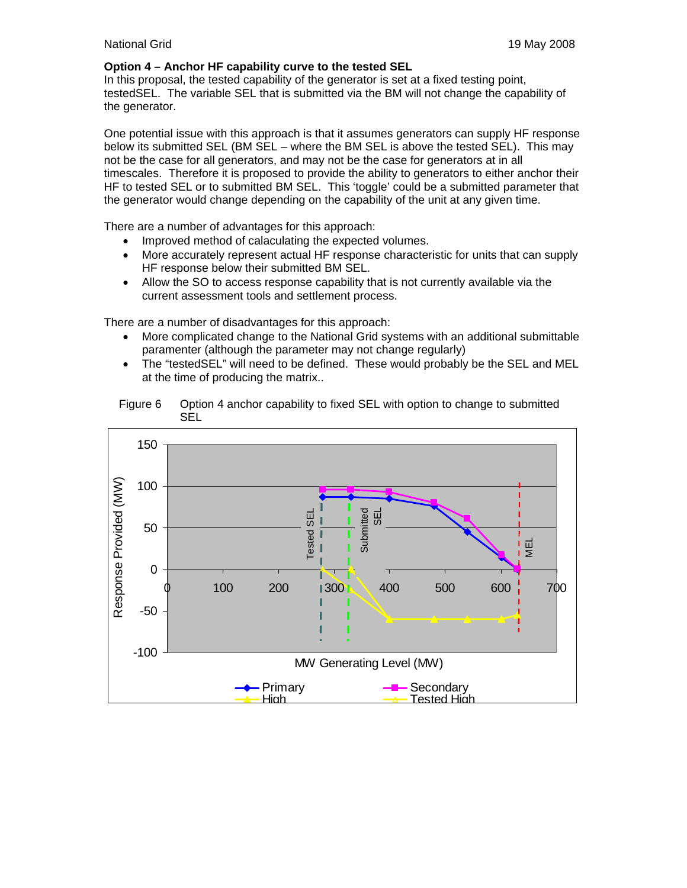### Option 4 – Anchor HF capability curve to the tested SEL

In this proposal, the tested capability of the generator is set at a fixed testing point, testedSEL. The variable SEL that is submitted via the BM will not change the capability of the generator.

One potential issue with this approach is that it assumes generators can supply HF response below its submitted SEL (BM SEL – where the BM SEL is above the tested SEL). This may not be the case for all generators, and may not be the case for generators at in all timescales. Therefore it is proposed to provide the ability to generators to either anchor their HF to tested SEL or to submitted BM SEL. This 'toggle' could be a submitted parameter that the generator would change depending on the capability of the unit at any given time.

There are a number of advantages for this approach:

- Improved method of calaculating the expected volumes.
- More accurately represent actual HF response characteristic for units that can supply HF response below their submitted BM SEL.
- Allow the SO to access response capability that is not currently available via the current assessment tools and settlement process.

There are a number of disadvantages for this approach:

- More complicated change to the National Grid systems with an additional submittable paramenter (although the parameter may not change regularly)
- The "testedSEL" will need to be defined. These would probably be the SEL and MEL at the time of producing the matrix..

Figure 6 Option 4 anchor capability to fixed SEL with option to change to submitted SEL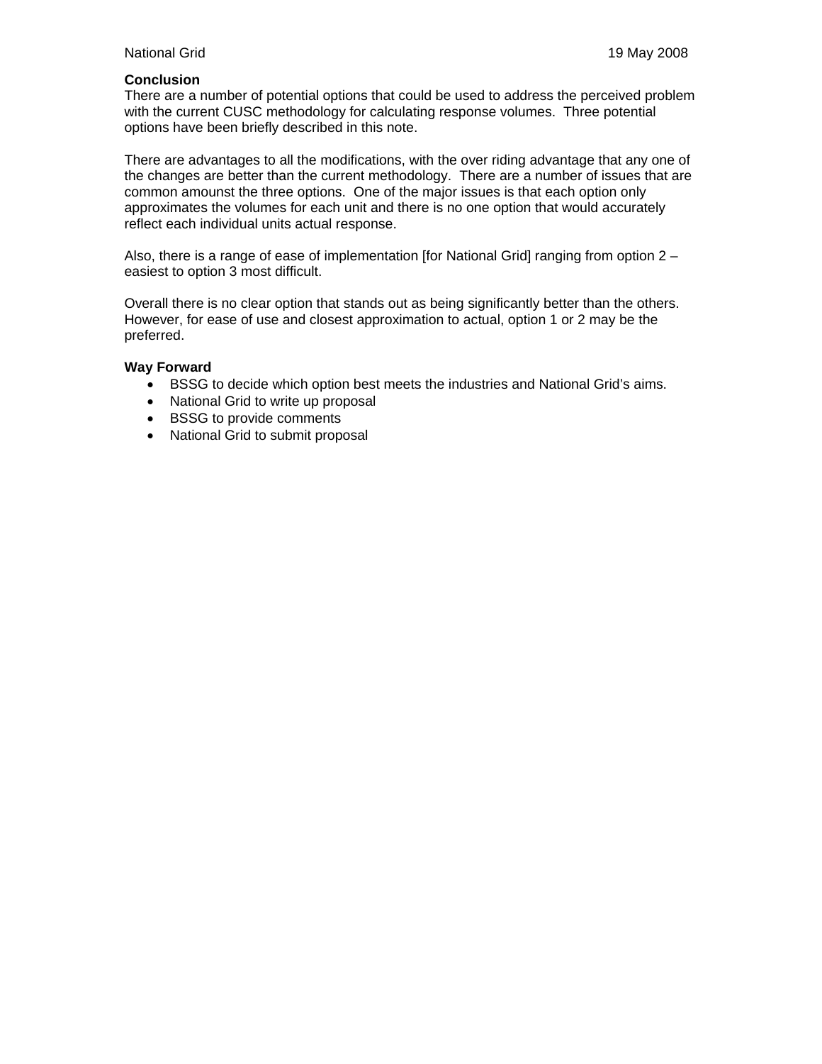**Conclusion**

There are a number of potential options that could be used to address the perceived problem with the current CUSC methodology for calculating response volumes. Three potential options have been briefly described in this note.

There are advantages to all the modifications, with the over riding advantage that any one of the changes are better than the current methodology. There are a number of issues that are common amounst the three options. One of the major issues is that each option only approximates the volumes for each unit and there is no one option that would accurately reflect each individual units actual response.

Also, there is a range of ease of implementation [for National Grid] ranging from option 2 – easiest to option 3 most difficult.

Overall there is no clear option that stands out as being significantly better than the others. However, for ease of use and closest approximation to actual, option 1 or 2 may be the preferred.

**Way Forward**

- BSSG to decide which option best meets the industries and National Grid's aims.
- National Grid to write up proposal
- BSSG to provide comments
- National Grid to submit proposal